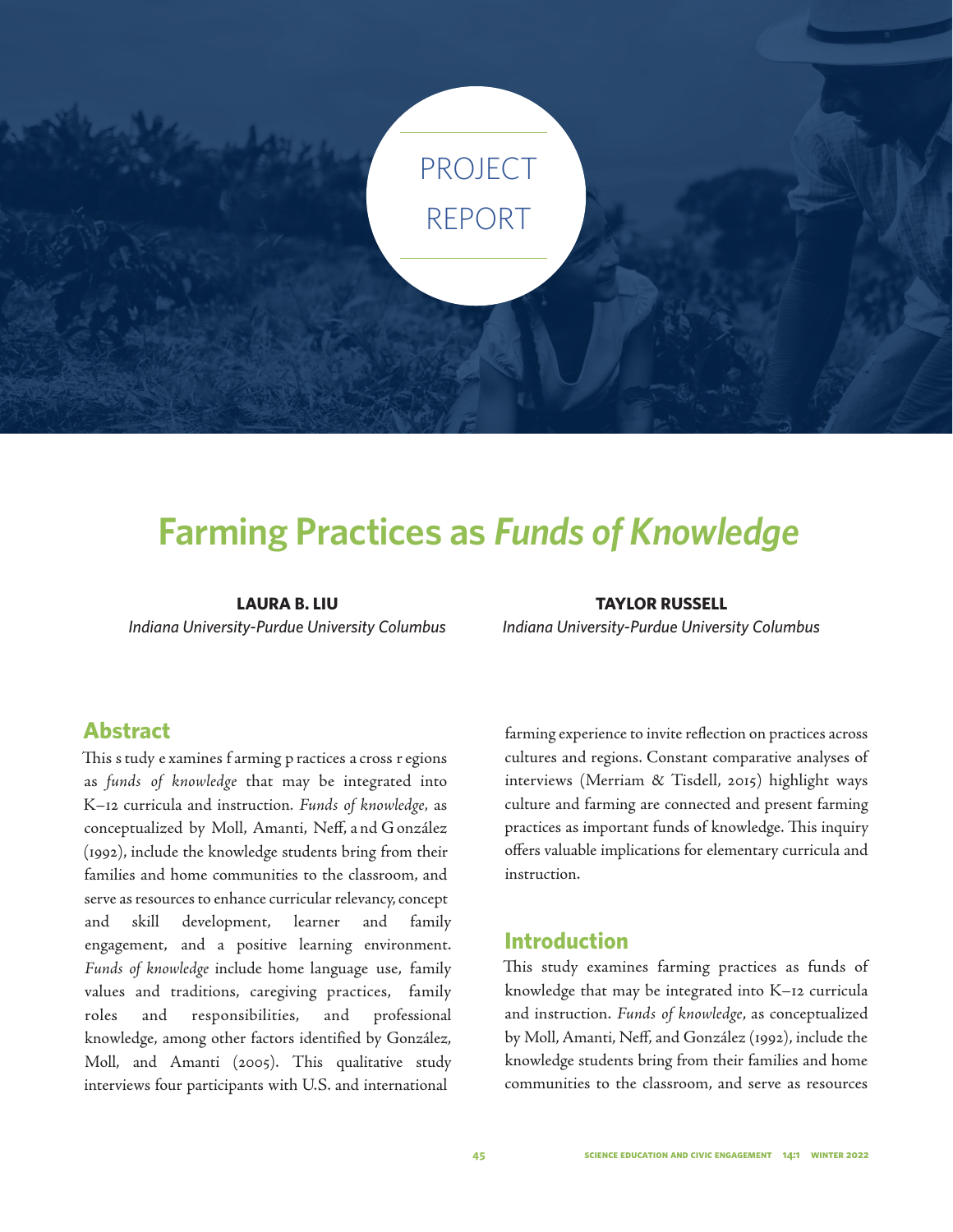PROJECT REPORT

# Farming Practices as *Funds of Knowledge*

**LAURA B. LIU**
*Indiana University-Purdue University Columbus*

**TAYLOR RUSSELL**
*Indiana University-Purdue University Columbus*

## Abstract

This study examines farming practices across regions as *funds of knowledge* that may be integrated into K–12 curricula and instruction. *Funds of knowledge,* as conceptualized by Moll, Amanti, Neff, and González (1992), include the knowledge students bring from their families and home communities to the classroom, and serve as resources to enhance curricular relevancy, concept and skill development, learner and family engagement, and a positive learning environment. *Funds of knowledge* include home language use, family values and traditions, caregiving practices, family roles and responsibilities, and professional knowledge, among other factors identified by González, Moll, and Amanti (2005). This qualitative study interviews four participants with U.S. and international farming experience to invite reflection on practices across cultures and regions. Constant comparative analyses of interviews (Merriam & Tisdell, 2015) highlight ways culture and farming are connected and present farming practices as important funds of knowledge. This inquiry offers valuable implications for elementary curricula and instruction.

## Introduction

This study examines farming practices as funds of knowledge that may be integrated into K–12 curricula and instruction. *Funds of knowledge*, as conceptualized by Moll, Amanti, Neff, and González (1992), include the knowledge students bring from their families and home communities to the classroom, and serve as resources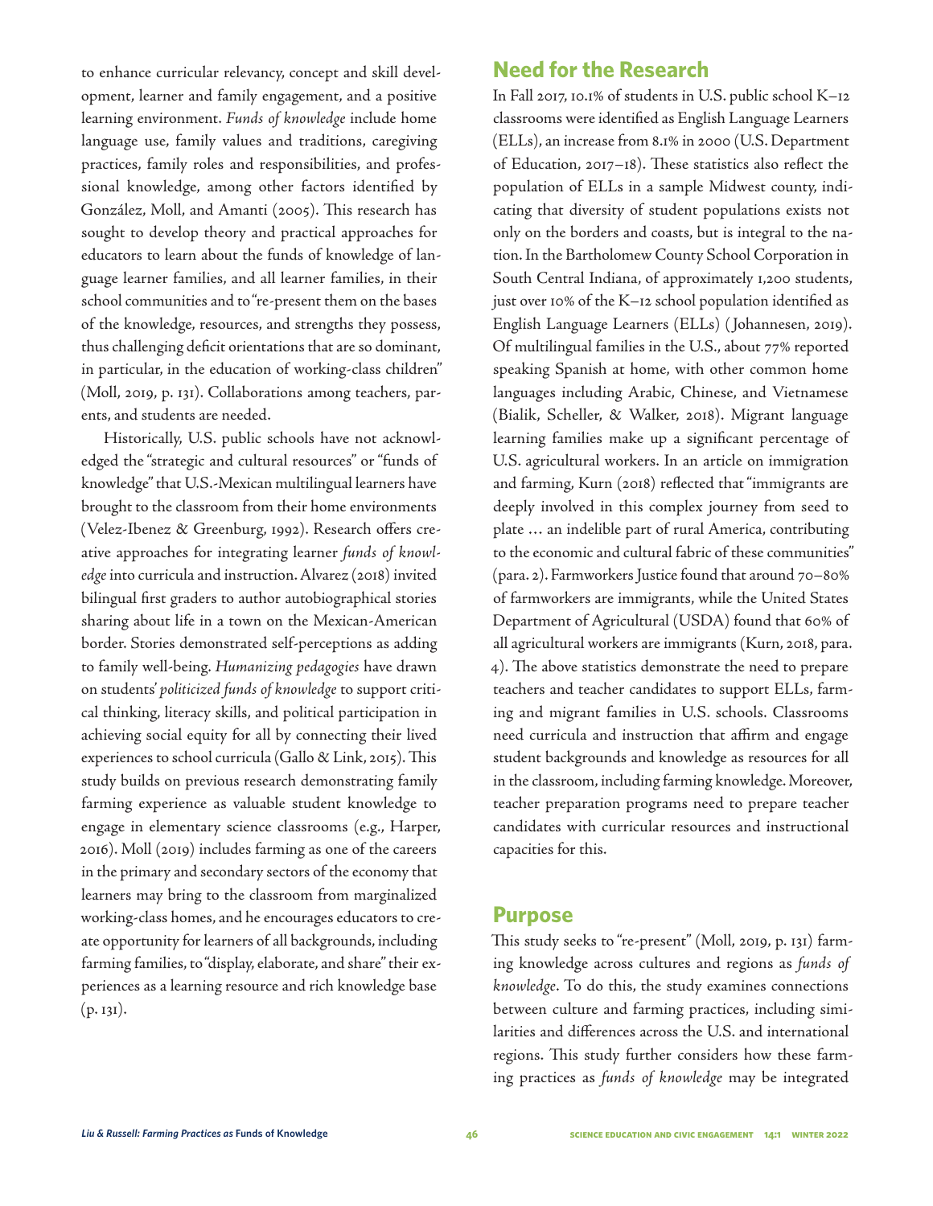to enhance curricular relevancy, concept and skill development, learner and family engagement, and a positive learning environment. *Funds of knowledge* include home language use, family values and traditions, caregiving practices, family roles and responsibilities, and professional knowledge, among other factors identified by González, Moll, and Amanti (2005). This research has sought to develop theory and practical approaches for educators to learn about the funds of knowledge of language learner families, and all learner families, in their school communities and to "re-present them on the bases of the knowledge, resources, and strengths they possess, thus challenging deficit orientations that are so dominant, in particular, in the education of working-class children" (Moll, 2019, p. 131). Collaborations among teachers, parents, and students are needed.

Historically, U.S. public schools have not acknowledged the "strategic and cultural resources" or "funds of knowledge" that U.S.-Mexican multilingual learners have brought to the classroom from their home environments (Velez-Ibenez & Greenburg, 1992). Research offers creative approaches for integrating learner *funds of knowledge* into curricula and instruction. Alvarez (2018) invited bilingual first graders to author autobiographical stories sharing about life in a town on the Mexican-American border. Stories demonstrated self-perceptions as adding to family well-being. *Humanizing pedagogies* have drawn on students' *politicized funds of knowledge* to support critical thinking, literacy skills, and political participation in achieving social equity for all by connecting their lived experiences to school curricula (Gallo & Link, 2015). This study builds on previous research demonstrating family farming experience as valuable student knowledge to engage in elementary science classrooms (e.g., Harper, 2016). Moll (2019) includes farming as one of the careers in the primary and secondary sectors of the economy that learners may bring to the classroom from marginalized working-class homes, and he encourages educators to create opportunity for learners of all backgrounds, including farming families, to "display, elaborate, and share" their experiences as a learning resource and rich knowledge base (p. 131).

## Need for the Research

In Fall 2017, 10.1% of students in U.S. public school K–12 classrooms were identified as English Language Learners (ELLs), an increase from 8.1% in 2000 (U.S. Department of Education, 2017–18). These statistics also reflect the population of ELLs in a sample Midwest county, indicating that diversity of student populations exists not only on the borders and coasts, but is integral to the nation. In the Bartholomew County School Corporation in South Central Indiana, of approximately 1,200 students, just over 10% of the K–12 school population identified as English Language Learners (ELLs) (Johannesen, 2019). Of multilingual families in the U.S., about 77% reported speaking Spanish at home, with other common home languages including Arabic, Chinese, and Vietnamese (Bialik, Scheller, & Walker, 2018). Migrant language learning families make up a significant percentage of U.S. agricultural workers. In an article on immigration and farming, Kurn (2018) reflected that "immigrants are deeply involved in this complex journey from seed to plate … an indelible part of rural America, contributing to the economic and cultural fabric of these communities" (para. 2). Farmworkers Justice found that around 70–80% of farmworkers are immigrants, while the United States Department of Agricultural (USDA) found that 60% of all agricultural workers are immigrants (Kurn, 2018, para. 4). The above statistics demonstrate the need to prepare teachers and teacher candidates to support ELLs, farming and migrant families in U.S. schools. Classrooms need curricula and instruction that affirm and engage student backgrounds and knowledge as resources for all in the classroom, including farming knowledge. Moreover, teacher preparation programs need to prepare teacher candidates with curricular resources and instructional capacities for this.

## Purpose

This study seeks to "re-present" (Moll, 2019, p. 131) farming knowledge across cultures and regions as *funds of knowledge*. To do this, the study examines connections between culture and farming practices, including similarities and differences across the U.S. and international regions. This study further considers how these farming practices as *funds of knowledge* may be integrated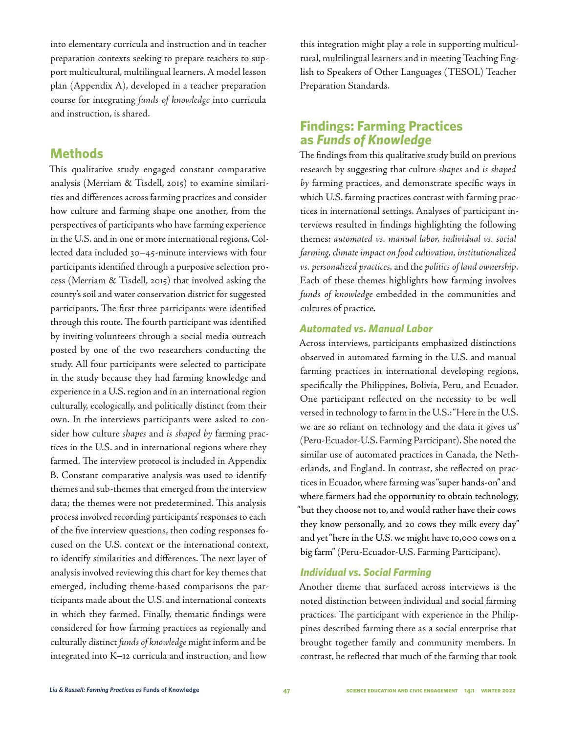into elementary curricula and instruction and in teacher preparation contexts seeking to prepare teachers to support multicultural, multilingual learners. A model lesson plan (Appendix A), developed in a teacher preparation course for integrating *funds of knowledge* into curricula and instruction, is shared.

## Methods

This qualitative study engaged constant comparative analysis (Merriam & Tisdell, 2015) to examine similarities and differences across farming practices and consider how culture and farming shape one another, from the perspectives of participants who have farming experience in the U.S. and in one or more international regions. Collected data included 30–45-minute interviews with four participants identified through a purposive selection process (Merriam & Tisdell, 2015) that involved asking the county's soil and water conservation district for suggested participants. The first three participants were identified through this route. The fourth participant was identified by inviting volunteers through a social media outreach posted by one of the two researchers conducting the study. All four participants were selected to participate in the study because they had farming knowledge and experience in a U.S. region and in an international region culturally, ecologically, and politically distinct from their own. In the interviews participants were asked to consider how culture *shapes* and *is shaped by* farming practices in the U.S. and in international regions where they farmed. The interview protocol is included in Appendix B. Constant comparative analysis was used to identify themes and sub-themes that emerged from the interview data; the themes were not predetermined. This analysis process involved recording participants' responses to each of the five interview questions, then coding responses focused on the U.S. context or the international context, to identify similarities and differences. The next layer of analysis involved reviewing this chart for key themes that emerged, including theme-based comparisons the participants made about the U.S. and international contexts in which they farmed. Finally, thematic findings were considered for how farming practices as regionally and culturally distinct *funds of knowledge* might inform and be integrated into K–12 curricula and instruction, and how this integration might play a role in supporting multicultural, multilingual learners and in meeting Teaching English to Speakers of Other Languages (TESOL) Teacher Preparation Standards.

## Findings: Farming Practices as *Funds of Knowledge*

The findings from this qualitative study build on previous research by suggesting that culture *shapes* and *is shaped by* farming practices, and demonstrate specific ways in which U.S. farming practices contrast with farming practices in international settings. Analyses of participant interviews resulted in findings highlighting the following themes: *automated vs. manual labor, individual vs. social farming, climate impact on food cultivation, institutionalized vs. personalized practices,* and the *politics of land ownership*. Each of these themes highlights how farming involves *funds of knowledge* embedded in the communities and cultures of practice.

### *Automated vs. Manual Labor*

Across interviews, participants emphasized distinctions observed in automated farming in the U.S. and manual farming practices in international developing regions, specifically the Philippines, Bolivia, Peru, and Ecuador. One participant reflected on the necessity to be well versed in technology to farm in the U.S.: "Here in the U.S. we are so reliant on technology and the data it gives us" (Peru-Ecuador-U.S. Farming Participant). She noted the similar use of automated practices in Canada, the Netherlands, and England. In contrast, she reflected on practices in Ecuador, where farming was "super hands-on" and where farmers had the opportunity to obtain technology, "but they choose not to, and would rather have their cows they know personally, and 20 cows they milk every day" and yet "here in the U.S. we might have 10,000 cows on a big farm" (Peru-Ecuador-U.S. Farming Participant).

### *Individual vs. Social Farming*

Another theme that surfaced across interviews is the noted distinction between individual and social farming practices. The participant with experience in the Philippines described farming there as a social enterprise that brought together family and community members. In contrast, he reflected that much of the farming that took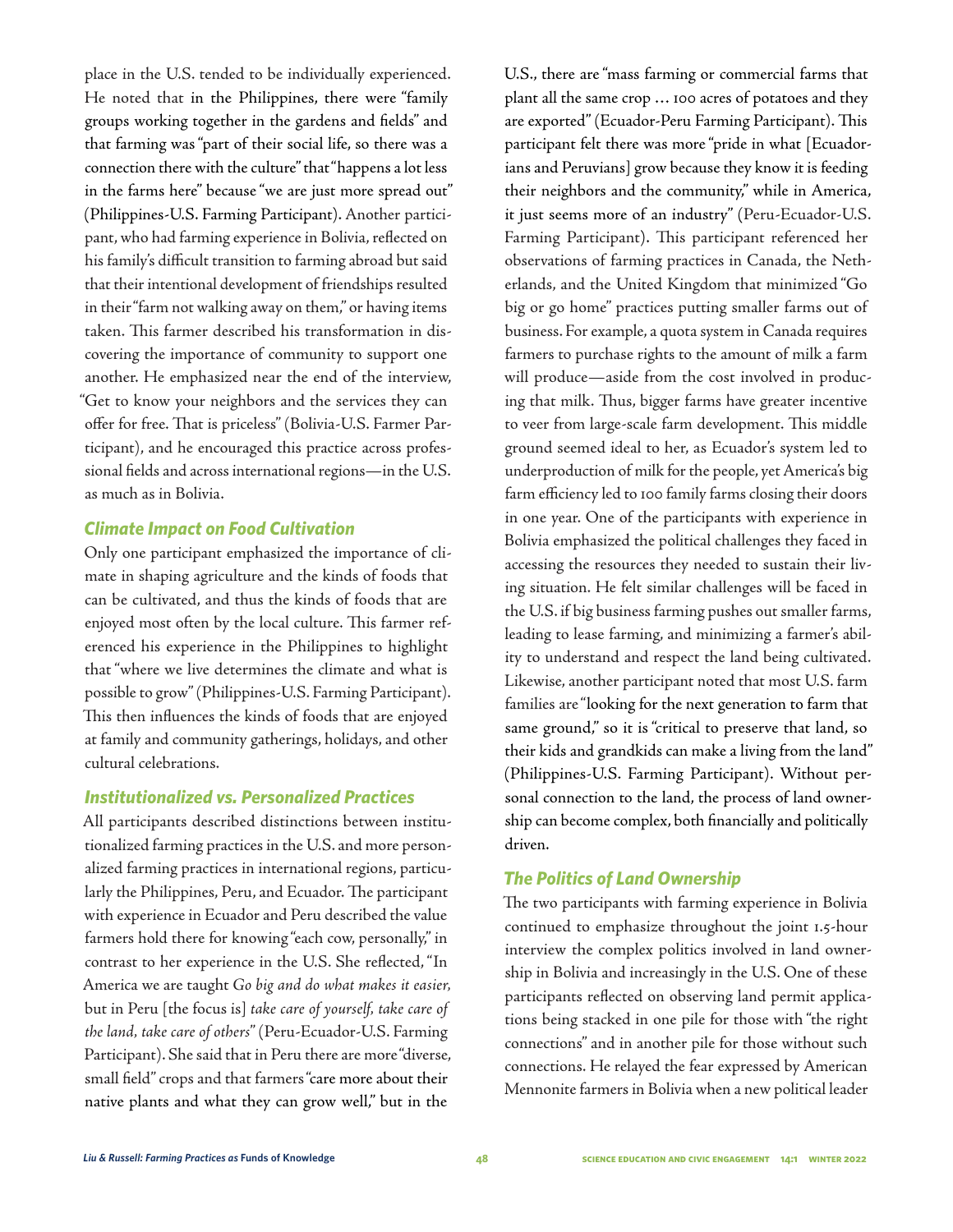place in the U.S. tended to be individually experienced. He noted that in the Philippines, there were "family groups working together in the gardens and fields" and that farming was "part of their social life, so there was a connection there with the culture" that "happens a lot less in the farms here" because "we are just more spread out" (Philippines-U.S. Farming Participant). Another participant, who had farming experience in Bolivia, reflected on his family's difficult transition to farming abroad but said that their intentional development of friendships resulted in their "farm not walking away on them," or having items taken. This farmer described his transformation in discovering the importance of community to support one another. He emphasized near the end of the interview, "Get to know your neighbors and the services they can offer for free. That is priceless" (Bolivia-U.S. Farmer Participant), and he encouraged this practice across professional fields and across international regions—in the U.S. as much as in Bolivia.

### *Climate Impact on Food Cultivation*

Only one participant emphasized the importance of climate in shaping agriculture and the kinds of foods that can be cultivated, and thus the kinds of foods that are enjoyed most often by the local culture. This farmer referenced his experience in the Philippines to highlight that "where we live determines the climate and what is possible to grow" (Philippines-U.S. Farming Participant). This then influences the kinds of foods that are enjoyed at family and community gatherings, holidays, and other cultural celebrations.

### *Institutionalized vs. Personalized Practices*

All participants described distinctions between institutionalized farming practices in the U.S. and more personalized farming practices in international regions, particularly the Philippines, Peru, and Ecuador. The participant with experience in Ecuador and Peru described the value farmers hold there for knowing "each cow, personally," in contrast to her experience in the U.S. She reflected, "In America we are taught *Go big and do what makes it easier,* but in Peru [the focus is] *take care of yourself, take care of the land, take care of others*" (Peru-Ecuador-U.S. Farming Participant). She said that in Peru there are more "diverse, small field" crops and that farmers "care more about their native plants and what they can grow well," but in the U.S., there are "mass farming or commercial farms that plant all the same crop … 100 acres of potatoes and they are exported" (Ecuador-Peru Farming Participant). This participant felt there was more "pride in what [Ecuadorians and Peruvians] grow because they know it is feeding their neighbors and the community," while in America, it just seems more of an industry" (Peru-Ecuador-U.S. Farming Participant). This participant referenced her observations of farming practices in Canada, the Netherlands, and the United Kingdom that minimized "Go big or go home" practices putting smaller farms out of business. For example, a quota system in Canada requires farmers to purchase rights to the amount of milk a farm will produce—aside from the cost involved in producing that milk. Thus, bigger farms have greater incentive to veer from large-scale farm development. This middle ground seemed ideal to her, as Ecuador's system led to underproduction of milk for the people, yet America's big farm efficiency led to 100 family farms closing their doors in one year. One of the participants with experience in Bolivia emphasized the political challenges they faced in accessing the resources they needed to sustain their living situation. He felt similar challenges will be faced in the U.S. if big business farming pushes out smaller farms, leading to lease farming, and minimizing a farmer's ability to understand and respect the land being cultivated. Likewise, another participant noted that most U.S. farm families are "looking for the next generation to farm that same ground," so it is "critical to preserve that land, so their kids and grandkids can make a living from the land" (Philippines-U.S. Farming Participant). Without personal connection to the land, the process of land ownership can become complex, both financially and politically driven.

### *The Politics of Land Ownership*

The two participants with farming experience in Bolivia continued to emphasize throughout the joint 1.5-hour interview the complex politics involved in land ownership in Bolivia and increasingly in the U.S. One of these participants reflected on observing land permit applications being stacked in one pile for those with "the right connections" and in another pile for those without such connections. He relayed the fear expressed by American Mennonite farmers in Bolivia when a new political leader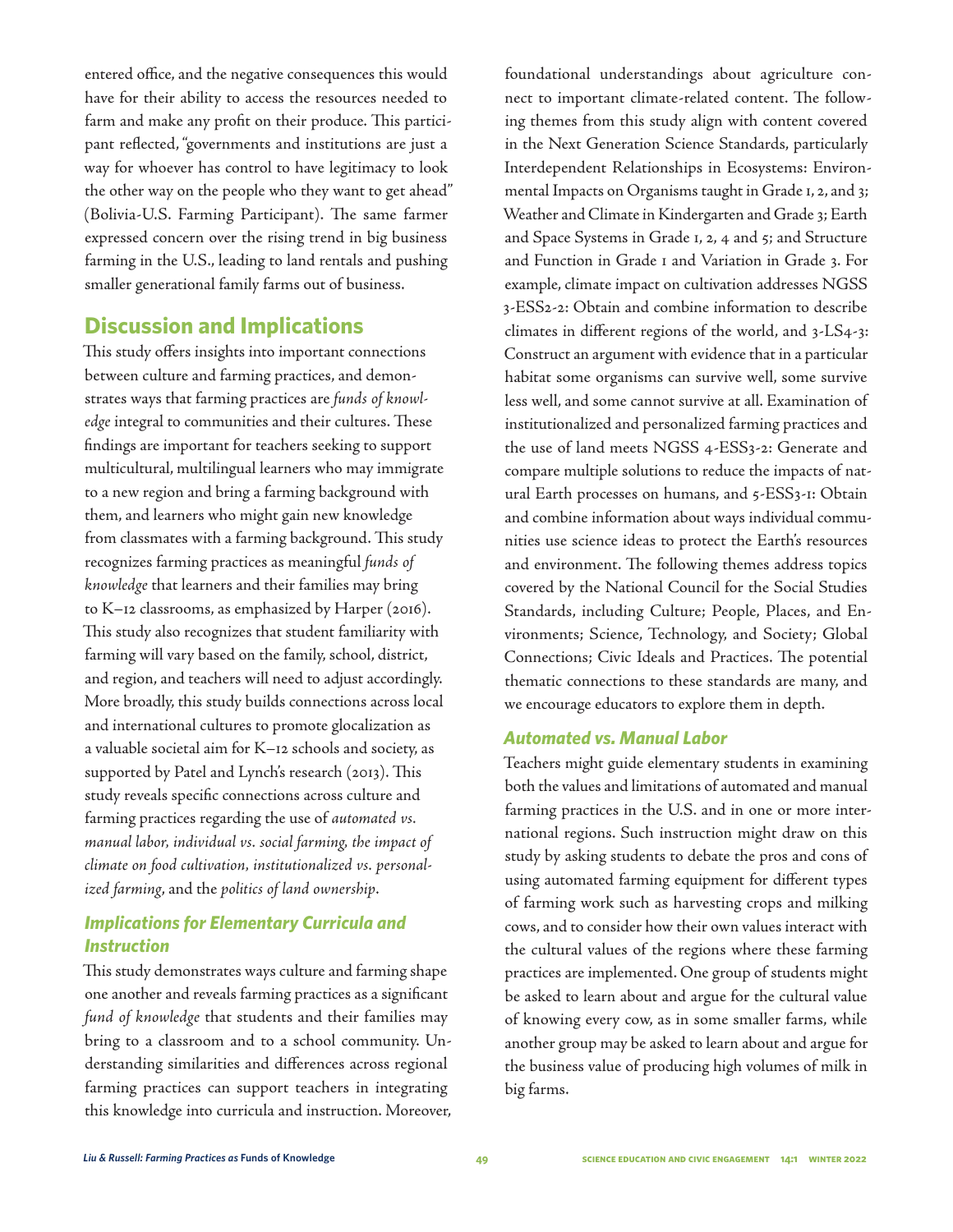entered office, and the negative consequences this would have for their ability to access the resources needed to farm and make any profit on their produce. This participant reflected, "governments and institutions are just a way for whoever has control to have legitimacy to look the other way on the people who they want to get ahead" (Bolivia-U.S. Farming Participant). The same farmer expressed concern over the rising trend in big business farming in the U.S., leading to land rentals and pushing smaller generational family farms out of business.

## Discussion and Implications

This study offers insights into important connections between culture and farming practices, and demonstrates ways that farming practices are *funds of knowledge* integral to communities and their cultures. These findings are important for teachers seeking to support multicultural, multilingual learners who may immigrate to a new region and bring a farming background with them, and learners who might gain new knowledge from classmates with a farming background. This study recognizes farming practices as meaningful *funds of knowledge* that learners and their families may bring to K–12 classrooms, as emphasized by Harper (2016). This study also recognizes that student familiarity with farming will vary based on the family, school, district, and region, and teachers will need to adjust accordingly. More broadly, this study builds connections across local and international cultures to promote glocalization as a valuable societal aim for K–12 schools and society, as supported by Patel and Lynch's research (2013). This study reveals specific connections across culture and farming practices regarding the use of *automated vs. manual labor, individual vs. social farming, the impact of climate on food cultivation, institutionalized vs. personalized farming*, and the *politics of land ownership*.

### Implications for Elementary Curricula and Instruction

This study demonstrates ways culture and farming shape one another and reveals farming practices as a significant *fund of knowledge* that students and their families may bring to a classroom and to a school community. Understanding similarities and differences across regional farming practices can support teachers in integrating this knowledge into curricula and instruction. Moreover, foundational understandings about agriculture connect to important climate-related content. The following themes from this study align with content covered in the Next Generation Science Standards, particularly Interdependent Relationships in Ecosystems: Environmental Impacts on Organisms taught in Grade 1, 2, and 3; Weather and Climate in Kindergarten and Grade 3; Earth and Space Systems in Grade 1, 2, 4 and 5; and Structure and Function in Grade 1 and Variation in Grade 3. For example, climate impact on cultivation addresses NGSS 3-ESS2-2: Obtain and combine information to describe climates in different regions of the world, and 3-LS4-3: Construct an argument with evidence that in a particular habitat some organisms can survive well, some survive less well, and some cannot survive at all. Examination of institutionalized and personalized farming practices and the use of land meets NGSS 4-ESS3-2: Generate and compare multiple solutions to reduce the impacts of natural Earth processes on humans, and 5-ESS3-1: Obtain and combine information about ways individual communities use science ideas to protect the Earth's resources and environment. The following themes address topics covered by the National Council for the Social Studies Standards, including Culture; People, Places, and Environments; Science, Technology, and Society; Global Connections; Civic Ideals and Practices. The potential thematic connections to these standards are many, and we encourage educators to explore them in depth.

### Automated vs. Manual Labor

Teachers might guide elementary students in examining both the values and limitations of automated and manual farming practices in the U.S. and in one or more international regions. Such instruction might draw on this study by asking students to debate the pros and cons of using automated farming equipment for different types of farming work such as harvesting crops and milking cows, and to consider how their own values interact with the cultural values of the regions where these farming practices are implemented. One group of students might be asked to learn about and argue for the cultural value of knowing every cow, as in some smaller farms, while another group may be asked to learn about and argue for the business value of producing high volumes of milk in big farms.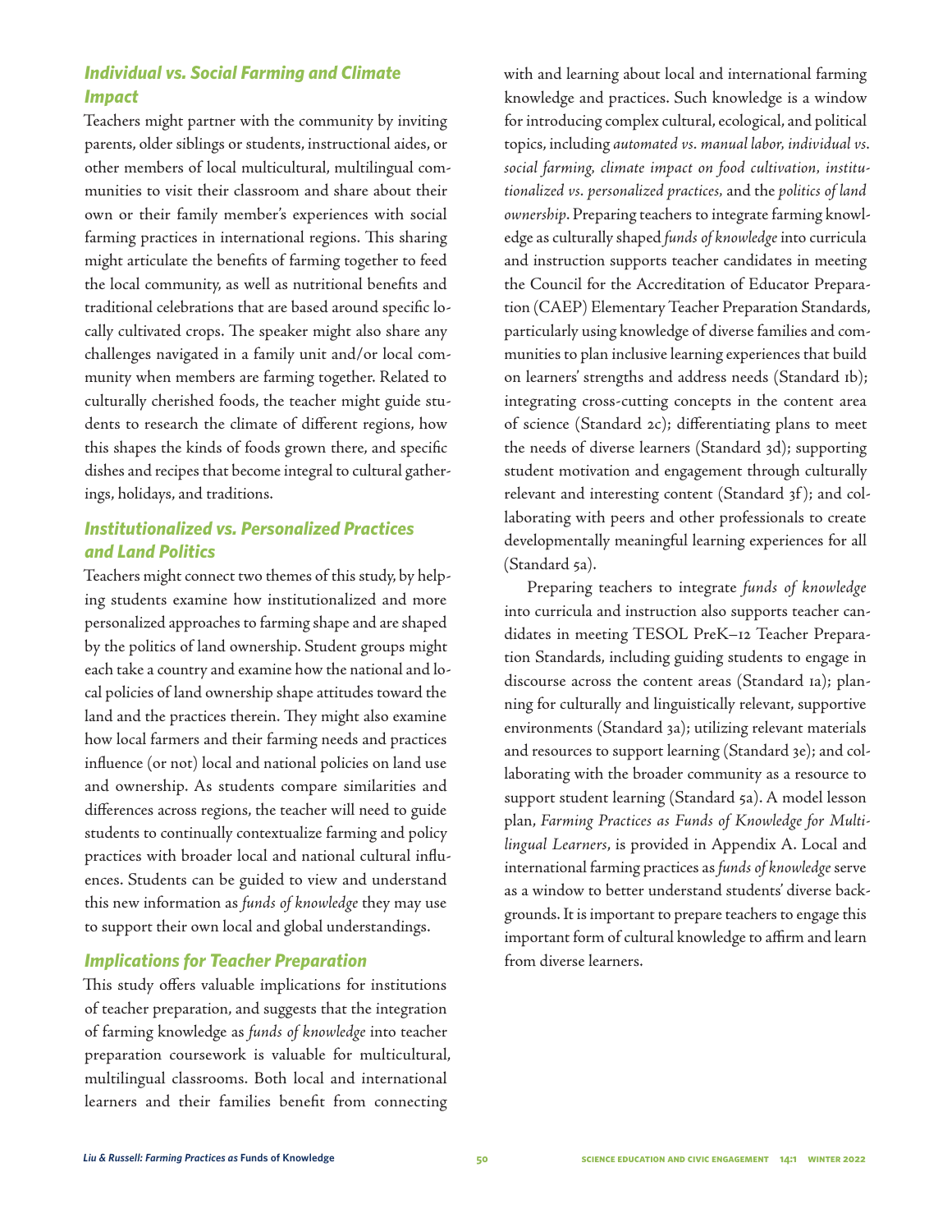### *Individual vs. Social Farming and Climate Impact*

Teachers might partner with the community by inviting parents, older siblings or students, instructional aides, or other members of local multicultural, multilingual communities to visit their classroom and share about their own or their family member's experiences with social farming practices in international regions. This sharing might articulate the benefits of farming together to feed the local community, as well as nutritional benefits and traditional celebrations that are based around specific locally cultivated crops. The speaker might also share any challenges navigated in a family unit and/or local community when members are farming together. Related to culturally cherished foods, the teacher might guide students to research the climate of different regions, how this shapes the kinds of foods grown there, and specific dishes and recipes that become integral to cultural gatherings, holidays, and traditions.

### *Institutionalized vs. Personalized Practices and Land Politics*

Teachers might connect two themes of this study, by helping students examine how institutionalized and more personalized approaches to farming shape and are shaped by the politics of land ownership. Student groups might each take a country and examine how the national and local policies of land ownership shape attitudes toward the land and the practices therein. They might also examine how local farmers and their farming needs and practices influence (or not) local and national policies on land use and ownership. As students compare similarities and differences across regions, the teacher will need to guide students to continually contextualize farming and policy practices with broader local and national cultural influences. Students can be guided to view and understand this new information as *funds of knowledge* they may use to support their own local and global understandings.

### *Implications for Teacher Preparation*

This study offers valuable implications for institutions of teacher preparation, and suggests that the integration of farming knowledge as *funds of knowledge* into teacher preparation coursework is valuable for multicultural, multilingual classrooms. Both local and international learners and their families benefit from connecting with and learning about local and international farming knowledge and practices. Such knowledge is a window for introducing complex cultural, ecological, and political topics, including *automated vs. manual labor, individual vs. social farming, climate impact on food cultivation, institutionalized vs. personalized practices,* and the *politics of land ownership*. Preparing teachers to integrate farming knowledge as culturally shaped *funds of knowledge* into curricula and instruction supports teacher candidates in meeting the Council for the Accreditation of Educator Preparation (CAEP) Elementary Teacher Preparation Standards, particularly using knowledge of diverse families and communities to plan inclusive learning experiences that build on learners' strengths and address needs (Standard 1b); integrating cross-cutting concepts in the content area of science (Standard 2c); differentiating plans to meet the needs of diverse learners (Standard 3d); supporting student motivation and engagement through culturally relevant and interesting content (Standard 3f); and collaborating with peers and other professionals to create developmentally meaningful learning experiences for all (Standard 5a).

Preparing teachers to integrate *funds of knowledge* into curricula and instruction also supports teacher candidates in meeting TESOL PreK–12 Teacher Preparation Standards, including guiding students to engage in discourse across the content areas (Standard 1a); planning for culturally and linguistically relevant, supportive environments (Standard 3a); utilizing relevant materials and resources to support learning (Standard 3e); and collaborating with the broader community as a resource to support student learning (Standard 5a). A model lesson plan, *Farming Practices as Funds of Knowledge for Multilingual Learners*, is provided in Appendix A. Local and international farming practices as *funds of knowledge* serve as a window to better understand students' diverse backgrounds. It is important to prepare teachers to engage this important form of cultural knowledge to affirm and learn from diverse learners.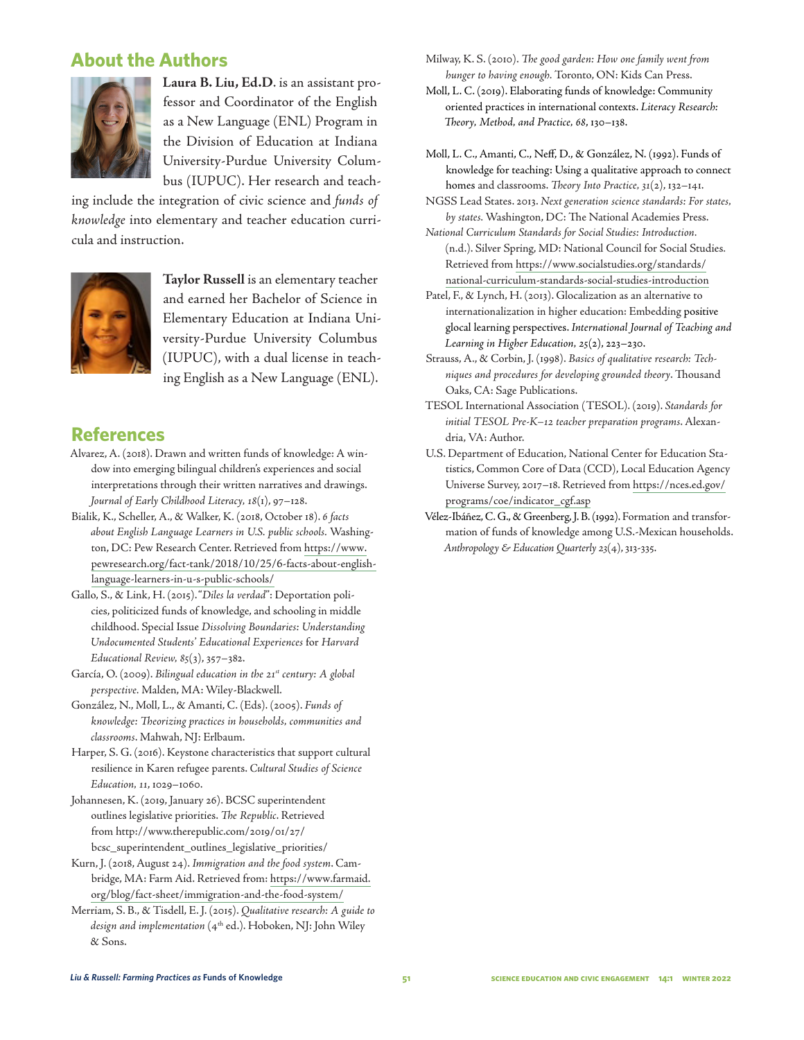## About the Authors

**Laura B. Liu, Ed.D.** is an assistant professor and Coordinator of the English as a New Language (ENL) Program in the Division of Education at Indiana University-Purdue University Columbus (IUPUC). Her research and teaching include the integration of civic science and *funds of knowledge* into elementary and teacher education curricula and instruction.

**Taylor Russell** is an elementary teacher and earned her Bachelor of Science in Elementary Education at Indiana University-Purdue University Columbus (IUPUC), with a dual license in teaching English as a New Language (ENL).

## References

Alvarez, A. (2018). Drawn and written funds of knowledge: A window into emerging bilingual children's experiences and social interpretations through their written narratives and drawings. *Journal of Early Childhood Literacy, 18*(1), 97–128.

Bialik, K., Scheller, A., & Walker, K. (2018, October 18). *6 facts about English Language Learners in U.S. public schools.* Washington, DC: Pew Research Center. Retrieved from https://www.pewresearch.org/fact-tank/2018/10/25/6-facts-about-english-language-learners-in-u-s-public-schools/

Gallo, S., & Link, H. (2015). "*Diles la verdad*": Deportation policies, politicized funds of knowledge, and schooling in middle childhood. Special Issue *Dissolving Boundaries: Understanding Undocumented Students' Educational Experiences* for *Harvard Educational Review, 85*(3), 357–382.

García, O. (2009). *Bilingual education in the 21st century: A global perspective.* Malden, MA: Wiley-Blackwell.

González, N., Moll, L., & Amanti, C. (Eds). (2005). *Funds of knowledge: Theorizing practices in households, communities and classrooms*. Mahwah, NJ: Erlbaum.

Harper, S. G. (2016). Keystone characteristics that support cultural resilience in Karen refugee parents. *Cultural Studies of Science Education, 11*, 1029–1060.

Johannesen, K. (2019, January 26). BCSC superintendent outlines legislative priorities. *The Republic*. Retrieved from http://www.therepublic.com/2019/01/27/bcsc_superintendent_outlines_legislative_priorities/

Kurn, J. (2018, August 24). *Immigration and the food system*. Cambridge, MA: Farm Aid. Retrieved from: https://www.farmaid.org/blog/fact-sheet/immigration-and-the-food-system/

Merriam, S. B., & Tisdell, E. J. (2015). *Qualitative research: A guide to design and implementation* (4th ed.). Hoboken, NJ: John Wiley & Sons.

Milway, K. S. (2010). *The good garden: How one family went from hunger to having enough.* Toronto, ON: Kids Can Press.

Moll, L. C. (2019). Elaborating funds of knowledge: Community oriented practices in international contexts. *Literacy Research: Theory, Method, and Practice, 68*, 130–138.

Moll, L. C., Amanti, C., Neff, D., & González, N. (1992). Funds of knowledge for teaching: Using a qualitative approach to connect homes and classrooms. *Theory Into Practice, 31*(2), 132–141.

NGSS Lead States. 2013. *Next generation science standards: For states, by states.* Washington, DC: The National Academies Press.

*National Curriculum Standards for Social Studies: Introduction.* (n.d.). Silver Spring, MD: National Council for Social Studies. Retrieved from https://www.socialstudies.org/standards/national-curriculum-standards-social-studies-introduction

Patel, F., & Lynch, H. (2013). Glocalization as an alternative to internationalization in higher education: Embedding positive glocal learning perspectives. *International Journal of Teaching and Learning in Higher Education, 25*(2), 223–230.

Strauss, A., & Corbin, J. (1998). *Basics of qualitative research: Techniques and procedures for developing grounded theory*. Thousand Oaks, CA: Sage Publications.

TESOL International Association (TESOL). (2019). *Standards for initial TESOL Pre-K–12 teacher preparation programs*. Alexandria, VA: Author.

U.S. Department of Education, National Center for Education Statistics, Common Core of Data (CCD), Local Education Agency Universe Survey, 2017–18. Retrieved from https://nces.ed.gov/programs/coe/indicator_cgf.asp

Vélez-Ibáñez, C. G., & Greenberg, J. B. (1992). Formation and transformation of funds of knowledge among U.S.-Mexican households. *Anthropology & Education Quarterly 23*(4), 313-335.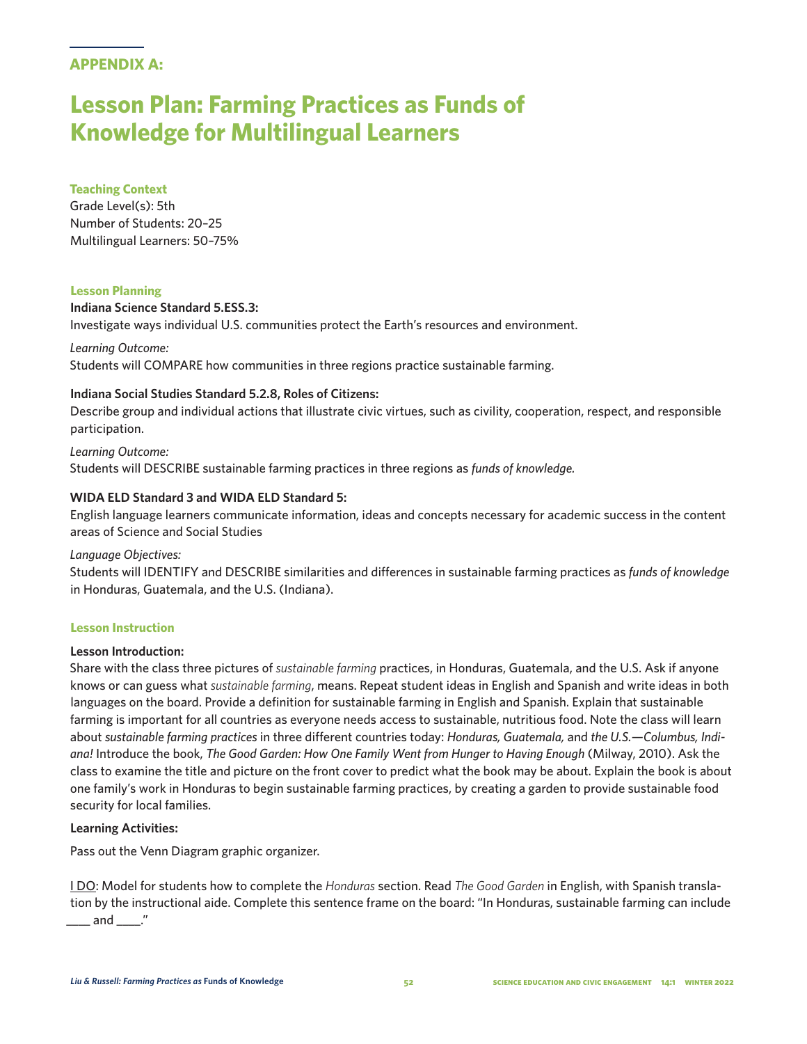## APPENDIX A:

# Lesson Plan: Farming Practices as Funds of Knowledge for Multilingual Learners

### Teaching Context

Grade Level(s): 5th
Number of Students: 20–25
Multilingual Learners: 50–75%

### Lesson Planning

**Indiana Science Standard 5.ESS.3:**
Investigate ways individual U.S. communities protect the Earth's resources and environment.

*Learning Outcome:*
Students will COMPARE how communities in three regions practice sustainable farming.

**Indiana Social Studies Standard 5.2.8, Roles of Citizens:**
Describe group and individual actions that illustrate civic virtues, such as civility, cooperation, respect, and responsible participation.

*Learning Outcome:*
Students will DESCRIBE sustainable farming practices in three regions as *funds of knowledge.*

**WIDA ELD Standard 3 and WIDA ELD Standard 5:**
English language learners communicate information, ideas and concepts necessary for academic success in the content areas of Science and Social Studies

*Language Objectives:*
Students will IDENTIFY and DESCRIBE similarities and differences in sustainable farming practices as *funds of knowledge* in Honduras, Guatemala, and the U.S. (Indiana).

### Lesson Instruction

**Lesson Introduction:**
Share with the class three pictures of *sustainable farming* practices, in Honduras, Guatemala, and the U.S. Ask if anyone knows or can guess what *sustainable farming*, means. Repeat student ideas in English and Spanish and write ideas in both languages on the board. Provide a definition for sustainable farming in English and Spanish. Explain that sustainable farming is important for all countries as everyone needs access to sustainable, nutritious food. Note the class will learn about *sustainable farming practices* in three different countries today: *Honduras, Guatemala,* and *the U.S.—Columbus, Indiana!* Introduce the book, *The Good Garden: How One Family Went from Hunger to Having Enough* (Milway, 2010). Ask the class to examine the title and picture on the front cover to predict what the book may be about. Explain the book is about one family's work in Honduras to begin sustainable farming practices, by creating a garden to provide sustainable food security for local families.

**Learning Activities:**

Pass out the Venn Diagram graphic organizer.

<u>I DO</u>: Model for students how to complete the *Honduras* section. Read *The Good Garden* in English, with Spanish translation by the instructional aide. Complete this sentence frame on the board: "In Honduras, sustainable farming can include ____ and ____."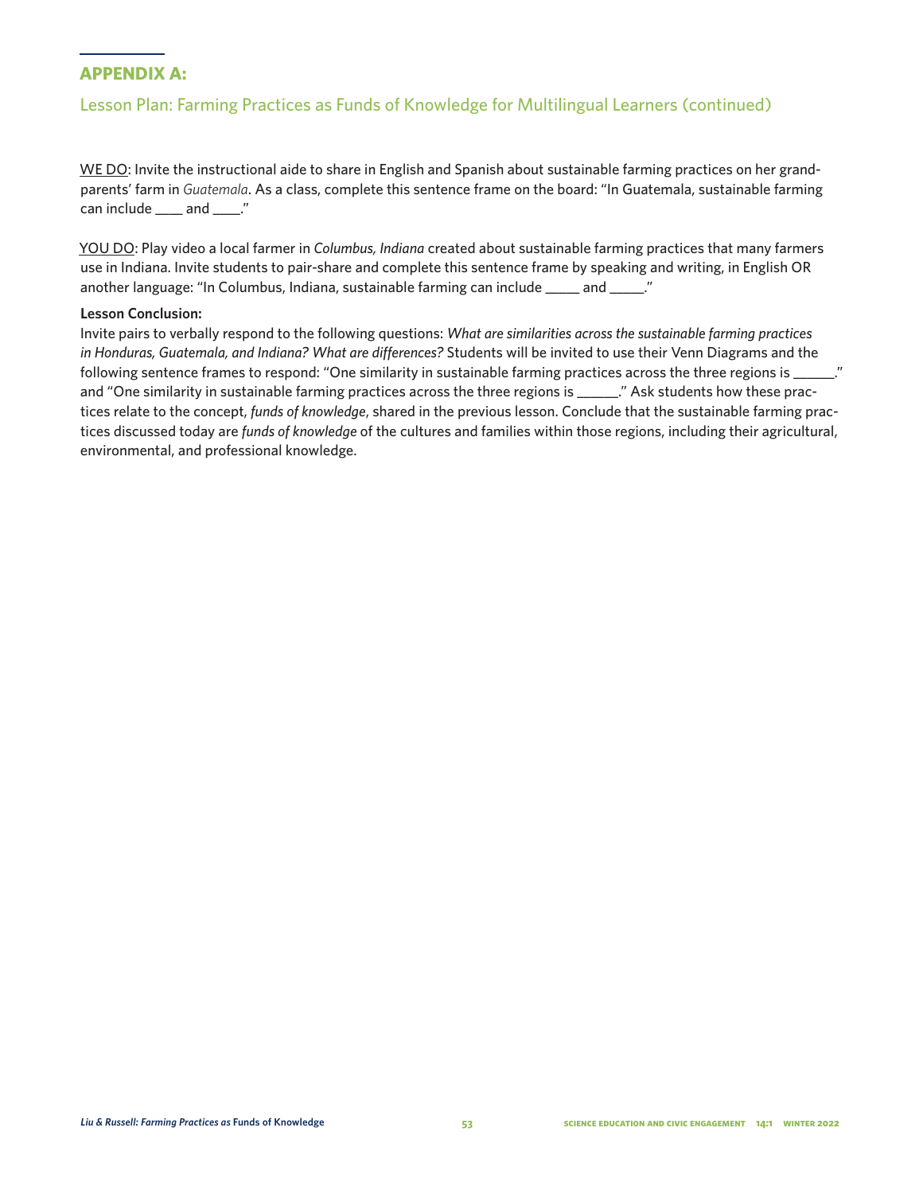## APPENDIX A:

### Lesson Plan: Farming Practices as Funds of Knowledge for Multilingual Learners (continued)

<u>WE DO</u>: Invite the instructional aide to share in English and Spanish about sustainable farming practices on her grandparents' farm in *Guatemala*. As a class, complete this sentence frame on the board: "In Guatemala, sustainable farming can include ____ and ____."

<u>YOU DO</u>: Play video a local farmer in *Columbus, Indiana* created about sustainable farming practices that many farmers use in Indiana. Invite students to pair-share and complete this sentence frame by speaking and writing, in English OR another language: "In Columbus, Indiana, sustainable farming can include _____ and _____."

**Lesson Conclusion:**

Invite pairs to verbally respond to the following questions: *What are similarities across the sustainable farming practices in Honduras, Guatemala, and Indiana? What are differences?* Students will be invited to use their Venn Diagrams and the following sentence frames to respond: "One similarity in sustainable farming practices across the three regions is ______." and "One similarity in sustainable farming practices across the three regions is ______." Ask students how these practices relate to the concept, *funds of knowledge*, shared in the previous lesson. Conclude that the sustainable farming practices discussed today are *funds of knowledge* of the cultures and families within those regions, including their agricultural, environmental, and professional knowledge.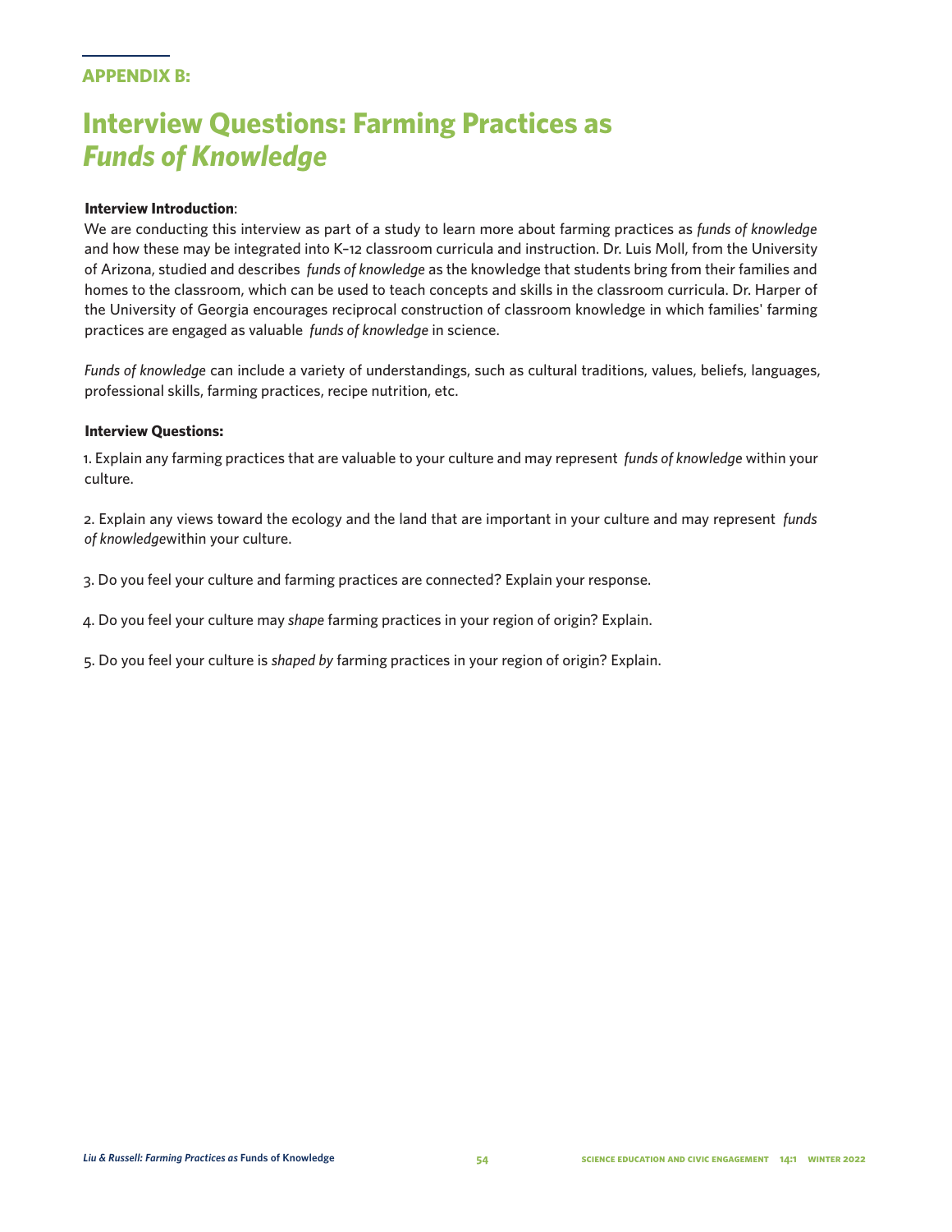## APPENDIX B:

# Interview Questions: Farming Practices as *Funds of Knowledge*

**Interview Introduction**:

We are conducting this interview as part of a study to learn more about farming practices as *funds of knowledge* and how these may be integrated into K–12 classroom curricula and instruction. Dr. Luis Moll, from the University of Arizona, studied and describes *funds of knowledge* as the knowledge that students bring from their families and homes to the classroom, which can be used to teach concepts and skills in the classroom curricula. Dr. Harper of the University of Georgia encourages reciprocal construction of classroom knowledge in which families' farming practices are engaged as valuable *funds of knowledge* in science.

*Funds of knowledge* can include a variety of understandings, such as cultural traditions, values, beliefs, languages, professional skills, farming practices, recipe nutrition, etc.

**Interview Questions:**

1. Explain any farming practices that are valuable to your culture and may represent *funds of knowledge* within your culture.

2. Explain any views toward the ecology and the land that are important in your culture and may represent *funds of knowledge*within your culture.

3. Do you feel your culture and farming practices are connected? Explain your response.

4. Do you feel your culture may *shape* farming practices in your region of origin? Explain.

5. Do you feel your culture is *shaped by* farming practices in your region of origin? Explain.